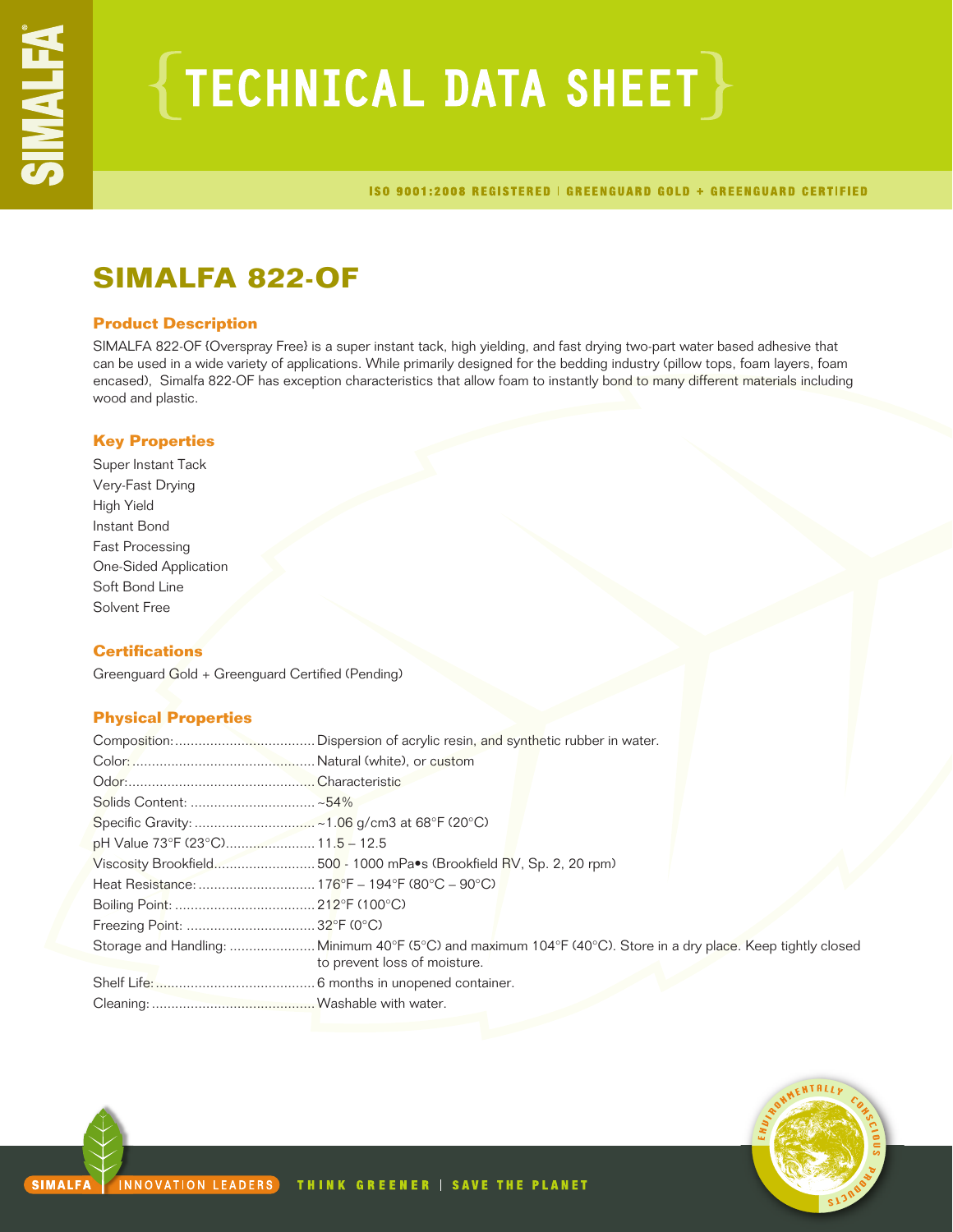# TECHNICAL DATA SHEET

ISO 9001:2008 REGISTERED | GREENGUARD GOLD + GREENGUARD CERTIFIED

## SIMALFA 822-OF

### Product Description

SIMALFA 822-OF (Overspray Free) is a super instant tack, high yielding, and fast drying two-part water based adhesive that can be used in a wide variety of applications. While primarily designed for the bedding industry (pillow tops, foam layers, foam encased), Simalfa 822-OF has exception characteristics that allow foam to instantly bond to many different materials including wood and plastic.

### Key Properties

Super Instant Tack
Very-Fast Drying
High Yield
Instant Bond
Fast Processing
One-Sided Application
Soft Bond Line
Solvent Free

### Certifications

Greenguard Gold + Greenguard Certified (Pending)

### Physical Properties

| Property | Value |
|---|---|
| Composition: | Dispersion of acrylic resin, and synthetic rubber in water. |
| Color: | Natural (white), or custom |
| Odor: | Characteristic |
| Solids Content: | ~54% |
| Specific Gravity: | ~1.06 g/cm3 at 68°F (20°C) |
| pH Value 73°F (23°C) | 11.5 – 12.5 |
| Viscosity Brookfield | 500 - 1000 mPa•s (Brookfield RV, Sp. 2, 20 rpm) |
| Heat Resistance: | 176°F – 194°F (80°C – 90°C) |
| Boiling Point: | 212°F (100°C) |
| Freezing Point: | 32°F (0°C) |
| Storage and Handling: | Minimum 40°F (5°C) and maximum 104°F (40°C). Store in a dry place. Keep tightly closed to prevent loss of moisture. |
| Shelf Life: | 6 months in unopened container. |
| Cleaning: | Washable with water. |

SIMALFA | INNOVATION LEADERS THINK GREENER | SAVE THE PLANET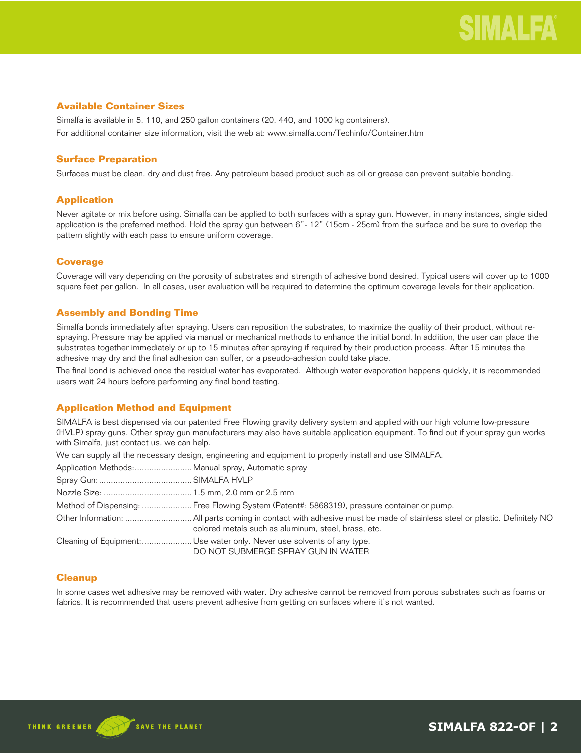## Available Container Sizes

Simalfa is available in 5, 110, and 250 gallon containers (20, 440, and 1000 kg containers).
For additional container size information, visit the web at: www.simalfa.com/Techinfo/Container.htm

## Surface Preparation

Surfaces must be clean, dry and dust free. Any petroleum based product such as oil or grease can prevent suitable bonding.

## Application

Never agitate or mix before using. Simalfa can be applied to both surfaces with a spray gun. However, in many instances, single sided application is the preferred method. Hold the spray gun between 6"- 12" (15cm - 25cm) from the surface and be sure to overlap the pattern slightly with each pass to ensure uniform coverage.

## Coverage

Coverage will vary depending on the porosity of substrates and strength of adhesive bond desired. Typical users will cover up to 1000 square feet per gallon. In all cases, user evaluation will be required to determine the optimum coverage levels for their application.

## Assembly and Bonding Time

Simalfa bonds immediately after spraying. Users can reposition the substrates, to maximize the quality of their product, without re-spraying. Pressure may be applied via manual or mechanical methods to enhance the initial bond. In addition, the user can place the substrates together immediately or up to 15 minutes after spraying if required by their production process. After 15 minutes the adhesive may dry and the final adhesion can suffer, or a pseudo-adhesion could take place.

The final bond is achieved once the residual water has evaporated. Although water evaporation happens quickly, it is recommended users wait 24 hours before performing any final bond testing.

## Application Method and Equipment

SIMALFA is best dispensed via our patented Free Flowing gravity delivery system and applied with our high volume low-pressure (HVLP) spray guns. Other spray gun manufacturers may also have suitable application equipment. To find out if your spray gun works with Simalfa, just contact us, we can help.

We can supply all the necessary design, engineering and equipment to properly install and use SIMALFA.

Application Methods:........................ Manual spray, Automatic spray

Spray Gun:....................................... SIMALFA HVLP

Nozzle Size: .................................... 1.5 mm, 2.0 mm or 2.5 mm

Method of Dispensing: ..................... Free Flowing System (Patent#: 5868319), pressure container or pump.

Other Information: ............................ All parts coming in contact with adhesive must be made of stainless steel or plastic. Definitely NO colored metals such as aluminum, steel, brass, etc.

Cleaning of Equipment:..................... Use water only. Never use solvents of any type.
DO NOT SUBMERGE SPRAY GUN IN WATER

## Cleanup

In some cases wet adhesive may be removed with water. Dry adhesive cannot be removed from porous substrates such as foams or fabrics. It is recommended that users prevent adhesive from getting on surfaces where it's not wanted.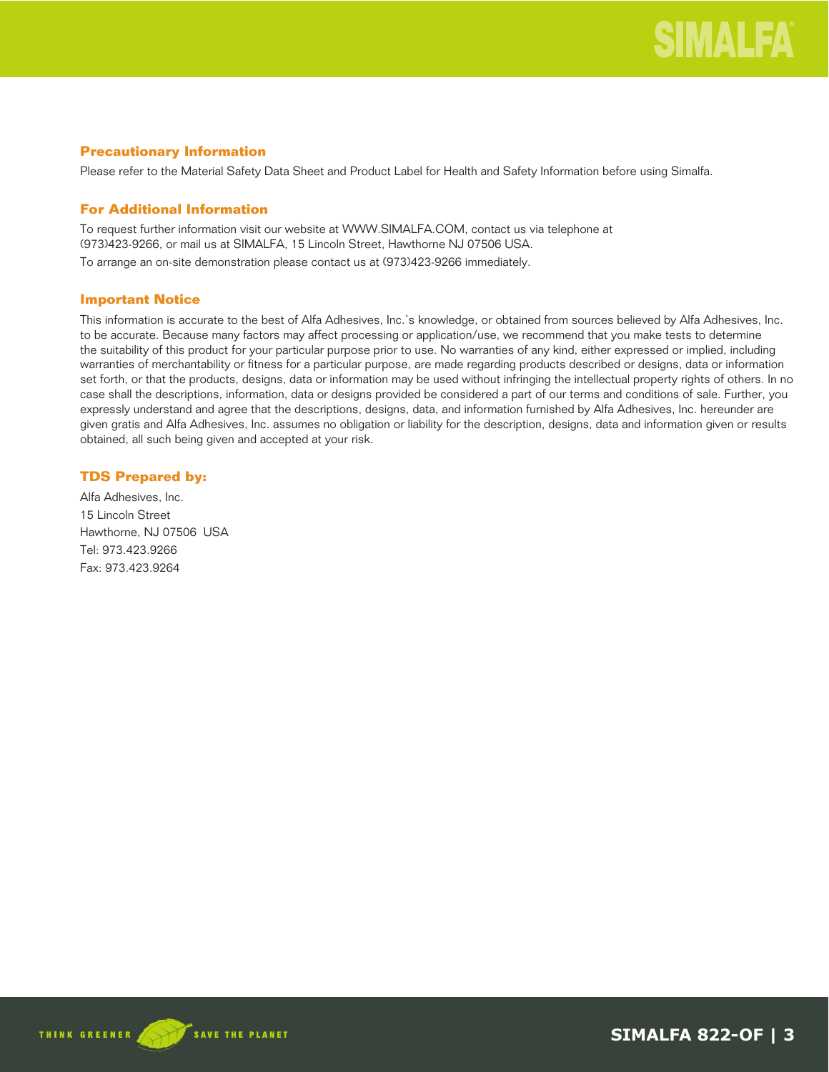## Precautionary Information

Please refer to the Material Safety Data Sheet and Product Label for Health and Safety Information before using Simalfa.

## For Additional Information

To request further information visit our website at WWW.SIMALFA.COM, contact us via telephone at (973)423-9266, or mail us at SIMALFA, 15 Lincoln Street, Hawthorne NJ 07506 USA.

To arrange an on-site demonstration please contact us at (973)423-9266 immediately.

## Important Notice

This information is accurate to the best of Alfa Adhesives, Inc.'s knowledge, or obtained from sources believed by Alfa Adhesives, Inc. to be accurate. Because many factors may affect processing or application/use, we recommend that you make tests to determine the suitability of this product for your particular purpose prior to use. No warranties of any kind, either expressed or implied, including warranties of merchantability or fitness for a particular purpose, are made regarding products described or designs, data or information set forth, or that the products, designs, data or information may be used without infringing the intellectual property rights of others. In no case shall the descriptions, information, data or designs provided be considered a part of our terms and conditions of sale. Further, you expressly understand and agree that the descriptions, designs, data, and information furnished by Alfa Adhesives, Inc. hereunder are given gratis and Alfa Adhesives, Inc. assumes no obligation or liability for the description, designs, data and information given or results obtained, all such being given and accepted at your risk.

## TDS Prepared by:

Alfa Adhesives, Inc.
15 Lincoln Street
Hawthorne, NJ 07506 USA
Tel: 973.423.9266
Fax: 973.423.9264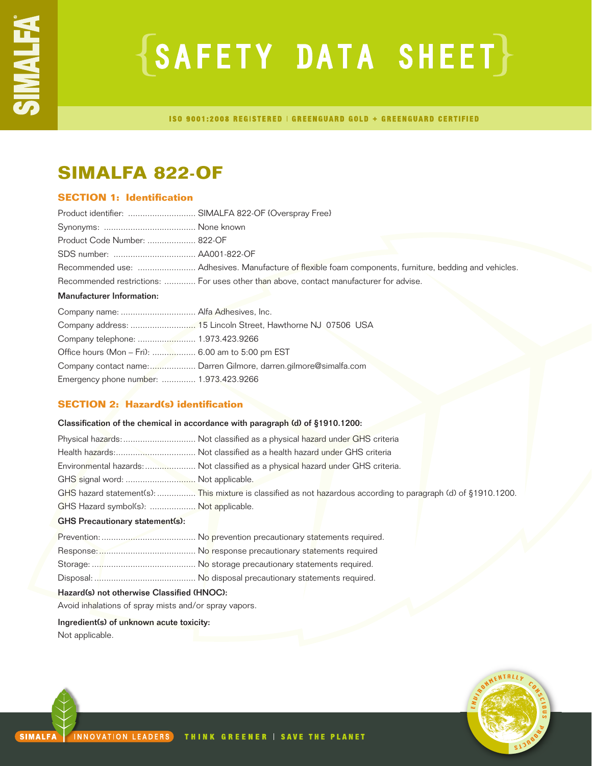# SAFETY DATA SHEET

ISO 9001:2008 REGISTERED | GREENGUARD GOLD + GREENGUARD CERTIFIED

## SIMALFA 822-OF

### SECTION 1: Identification

Product identifier: ............................ SIMALFA 822-OF (Overspray Free)

Synonyms: ...................................... None known

Product Code Number: .................... 822-OF

SDS number: .................................. AA001-822-OF

Recommended use: ........................ Adhesives. Manufacture of flexible foam components, furniture, bedding and vehicles.

Recommended restrictions: ............. For uses other than above, contact manufacturer for advise.

**Manufacturer Information:**

Company name: ............................... Alfa Adhesives, Inc.

Company address: ........................... 15 Lincoln Street, Hawthorne NJ 07506 USA

Company telephone: ........................ 1.973.423.9266

Office hours (Mon – Fri): .................. 6.00 am to 5:00 pm EST

Company contact name:................... Darren Gilmore, darren.gilmore@simalfa.com

Emergency phone number: .............. 1.973.423.9266

### SECTION 2: Hazard(s) identification

**Classification of the chemical in accordance with paragraph (d) of §1910.1200:**

Physical hazards:.............................. Not classified as a physical hazard under GHS criteria

Health hazards:................................. Not classified as a health hazard under GHS criteria

Environmental hazards:..................... Not classified as a physical hazard under GHS criteria.

GHS signal word: ............................ Not applicable.

GHS hazard statement(s): ................ This mixture is classified as not hazardous according to paragraph (d) of §1910.1200.

GHS Hazard symbol(s): ................... Not applicable.

**GHS Precautionary statement(s):**

Prevention: ....................................... No prevention precautionary statements required.

Response: ........................................ No response precautionary statements required

Storage: ........................................... No storage precautionary statements required.

Disposal: .......................................... No disposal precautionary statements required.

**Hazard(s) not otherwise Classified (HNOC):**

Avoid inhalations of spray mists and/or spray vapors.

**Ingredient(s) of unknown acute toxicity:**

Not applicable.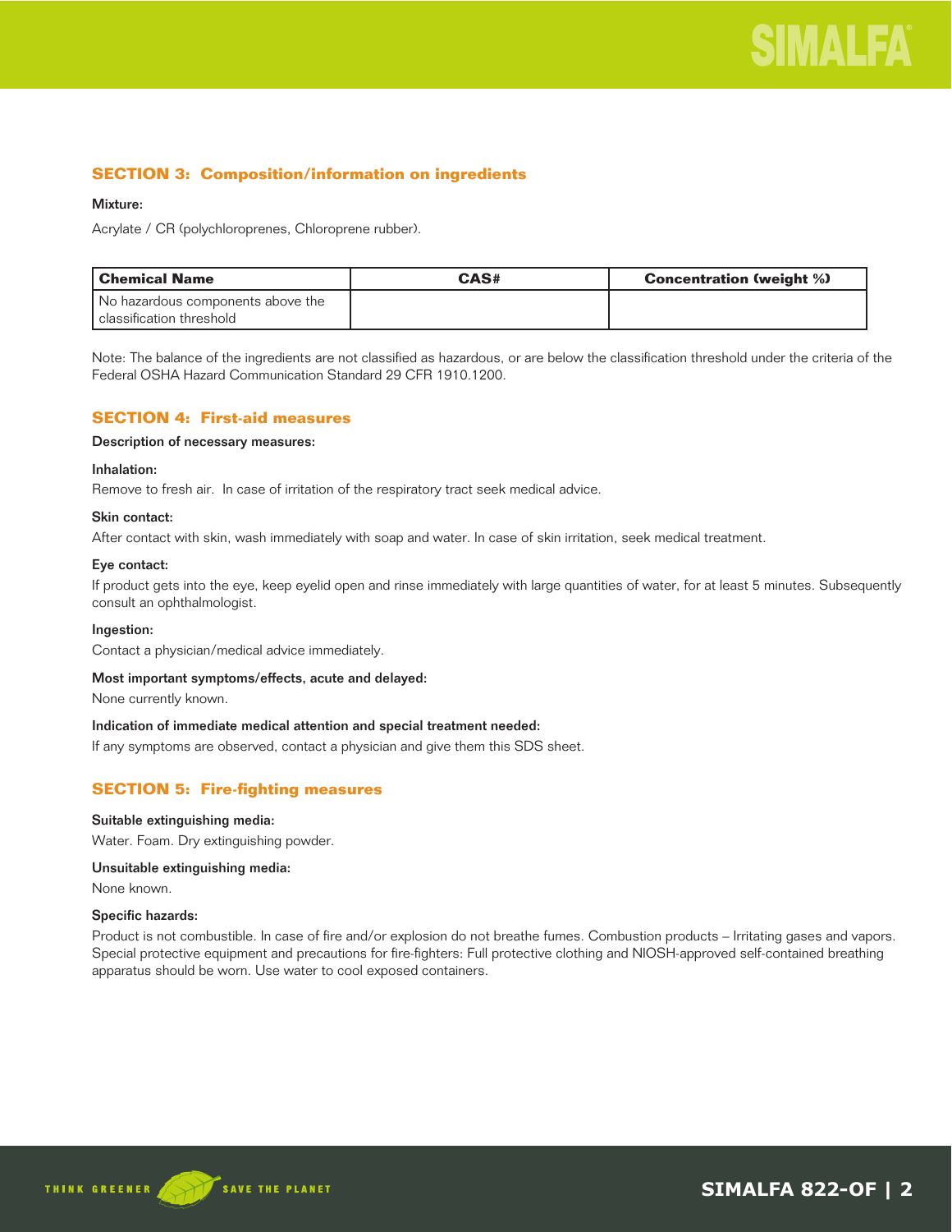## SECTION 3: Composition/information on ingredients

**Mixture:**

Acrylate / CR (polychloroprenes, Chloroprene rubber).

| Chemical Name | CAS# | Concentration (weight %) |
|---|---|---|
| No hazardous components above the classification threshold | | |

Note: The balance of the ingredients are not classified as hazardous, or are below the classification threshold under the criteria of the Federal OSHA Hazard Communication Standard 29 CFR 1910.1200.

## SECTION 4: First-aid measures

**Description of necessary measures:**

**Inhalation:**

Remove to fresh air. In case of irritation of the respiratory tract seek medical advice.

**Skin contact:**

After contact with skin, wash immediately with soap and water. In case of skin irritation, seek medical treatment.

**Eye contact:**

If product gets into the eye, keep eyelid open and rinse immediately with large quantities of water, for at least 5 minutes. Subsequently consult an ophthalmologist.

**Ingestion:**

Contact a physician/medical advice immediately.

**Most important symptoms/effects, acute and delayed:**

None currently known.

**Indication of immediate medical attention and special treatment needed:**

If any symptoms are observed, contact a physician and give them this SDS sheet.

## SECTION 5: Fire-fighting measures

**Suitable extinguishing media:**

Water. Foam. Dry extinguishing powder.

**Unsuitable extinguishing media:**

None known.

**Specific hazards:**

Product is not combustible. In case of fire and/or explosion do not breathe fumes. Combustion products – Irritating gases and vapors. Special protective equipment and precautions for fire-fighters: Full protective clothing and NIOSH-approved self-contained breathing apparatus should be worn. Use water to cool exposed containers.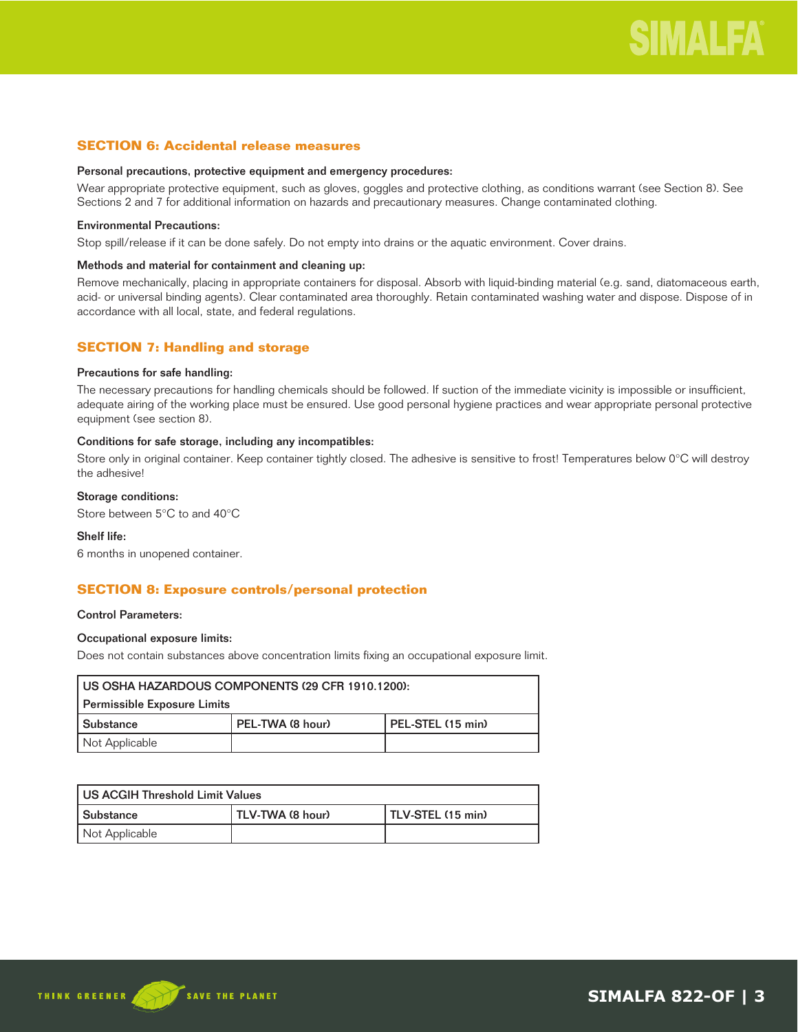## SECTION 6: Accidental release measures

**Personal precautions, protective equipment and emergency procedures:**

Wear appropriate protective equipment, such as gloves, goggles and protective clothing, as conditions warrant (see Section 8). See Sections 2 and 7 for additional information on hazards and precautionary measures. Change contaminated clothing.

**Environmental Precautions:**

Stop spill/release if it can be done safely. Do not empty into drains or the aquatic environment. Cover drains.

**Methods and material for containment and cleaning up:**

Remove mechanically, placing in appropriate containers for disposal. Absorb with liquid-binding material (e.g. sand, diatomaceous earth, acid- or universal binding agents). Clear contaminated area thoroughly. Retain contaminated washing water and dispose. Dispose of in accordance with all local, state, and federal regulations.

## SECTION 7: Handling and storage

**Precautions for safe handling:**

The necessary precautions for handling chemicals should be followed. If suction of the immediate vicinity is impossible or insufficient, adequate airing of the working place must be ensured. Use good personal hygiene practices and wear appropriate personal protective equipment (see section 8).

**Conditions for safe storage, including any incompatibles:**

Store only in original container. Keep container tightly closed. The adhesive is sensitive to frost! Temperatures below 0°C will destroy the adhesive!

**Storage conditions:**

Store between 5°C to and 40°C

**Shelf life:**

6 months in unopened container.

## SECTION 8: Exposure controls/personal protection

**Control Parameters:**

**Occupational exposure limits:**

Does not contain substances above concentration limits fixing an occupational exposure limit.

| US OSHA HAZARDOUS COMPONENTS (29 CFR 1910.1200): Permissible Exposure Limits | | |
|---|---|---|
| Substance | PEL-TWA (8 hour) | PEL-STEL (15 min) |
| Not Applicable | | |

| US ACGIH Threshold Limit Values | | |
|---|---|---|
| Substance | TLV-TWA (8 hour) | TLV-STEL (15 min) |
| Not Applicable | | |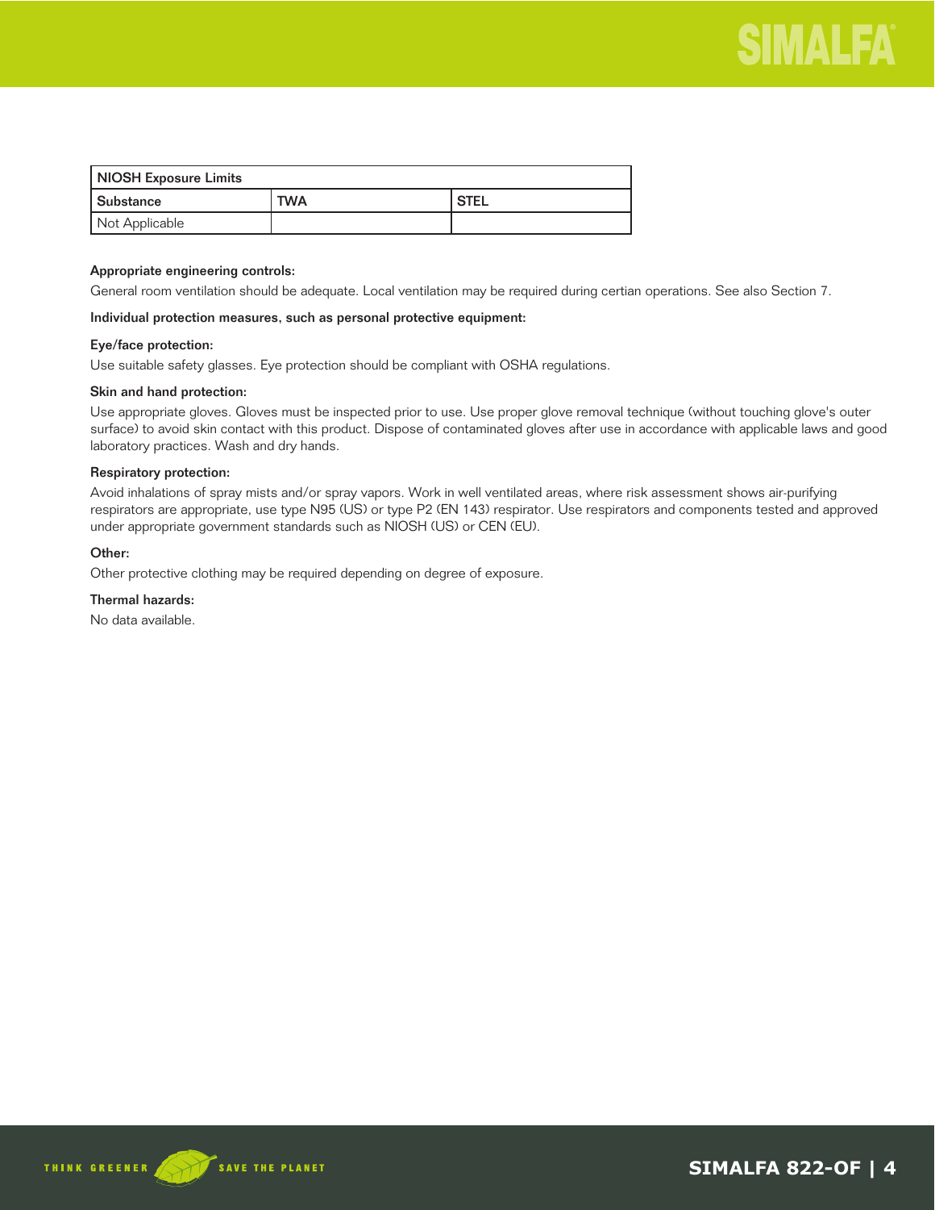| NIOSH Exposure Limits | | |
|---|---|---|
| Substance | TWA | STEL |
| Not Applicable | | |

**Appropriate engineering controls:**

General room ventilation should be adequate. Local ventilation may be required during certian operations. See also Section 7.

**Individual protection measures, such as personal protective equipment:**

**Eye/face protection:**

Use suitable safety glasses. Eye protection should be compliant with OSHA regulations.

**Skin and hand protection:**

Use appropriate gloves. Gloves must be inspected prior to use. Use proper glove removal technique (without touching glove's outer surface) to avoid skin contact with this product. Dispose of contaminated gloves after use in accordance with applicable laws and good laboratory practices. Wash and dry hands.

**Respiratory protection:**

Avoid inhalations of spray mists and/or spray vapors. Work in well ventilated areas, where risk assessment shows air-purifying respirators are appropriate, use type N95 (US) or type P2 (EN 143) respirator. Use respirators and components tested and approved under appropriate government standards such as NIOSH (US) or CEN (EU).

**Other:**

Other protective clothing may be required depending on degree of exposure.

**Thermal hazards:**

No data available.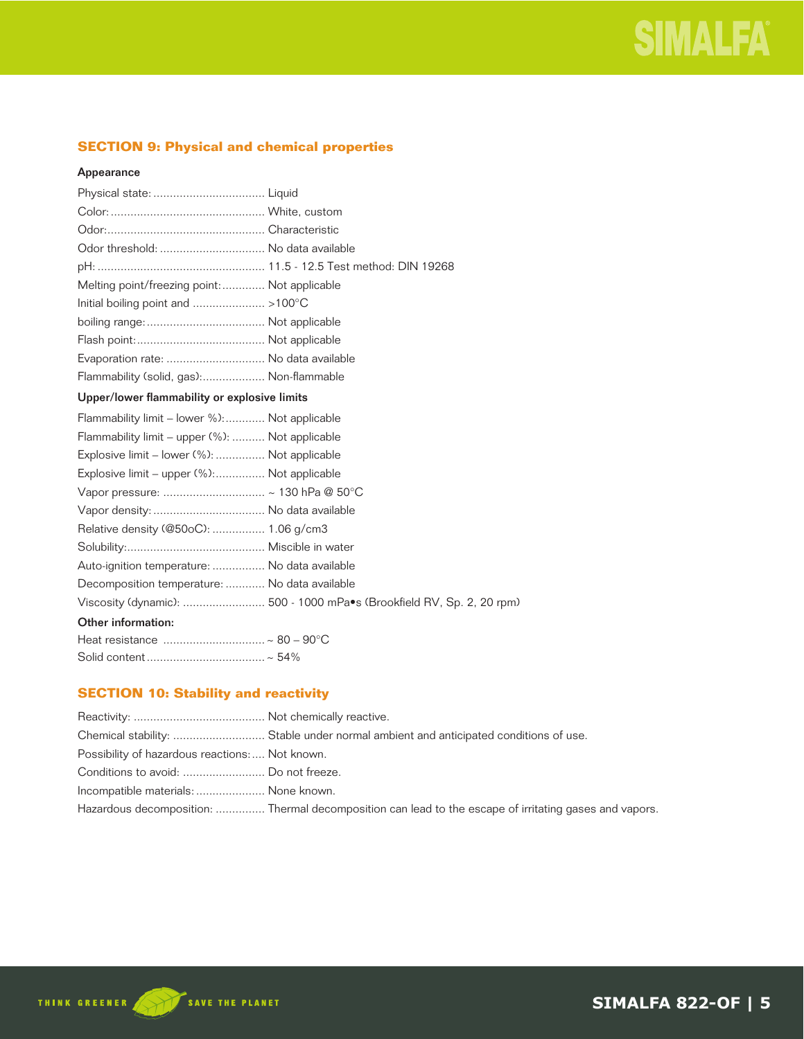## SECTION 9: Physical and chemical properties

**Appearance**

| Property | Value |
|---|---|
| Physical state: | Liquid |
| Color: | White, custom |
| Odor: | Characteristic |
| Odor threshold: | No data available |
| pH: | 11.5 - 12.5 Test method: DIN 19268 |
| Melting point/freezing point: | Not applicable |
| Initial boiling point and | >100°C |
| boiling range: | Not applicable |
| Flash point: | Not applicable |
| Evaporation rate: | No data available |
| Flammability (solid, gas): | Non-flammable |

**Upper/lower flammability or explosive limits**

| Property | Value |
|---|---|
| Flammability limit – lower %): | Not applicable |
| Flammability limit – upper (%): | Not applicable |
| Explosive limit – lower (%): | Not applicable |
| Explosive limit – upper (%): | Not applicable |
| Vapor pressure: | ~ 130 hPa @ 50°C |
| Vapor density: | No data available |
| Relative density (@50oC): | 1.06 g/cm3 |
| Solubility: | Miscible in water |
| Auto-ignition temperature: | No data available |
| Decomposition temperature: | No data available |
| Viscosity (dynamic): | 500 - 1000 mPa•s (Brookfield RV, Sp. 2, 20 rpm) |

**Other information:**

| Property | Value |
|---|---|
| Heat resistance | ~ 80 – 90°C |
| Solid content | ~ 54% |

## SECTION 10: Stability and reactivity

| Property | Value |
|---|---|
| Reactivity: | Not chemically reactive. |
| Chemical stability: | Stable under normal ambient and anticipated conditions of use. |
| Possibility of hazardous reactions: | Not known. |
| Conditions to avoid: | Do not freeze. |
| Incompatible materials: | None known. |
| Hazardous decomposition: | Thermal decomposition can lead to the escape of irritating gases and vapors. |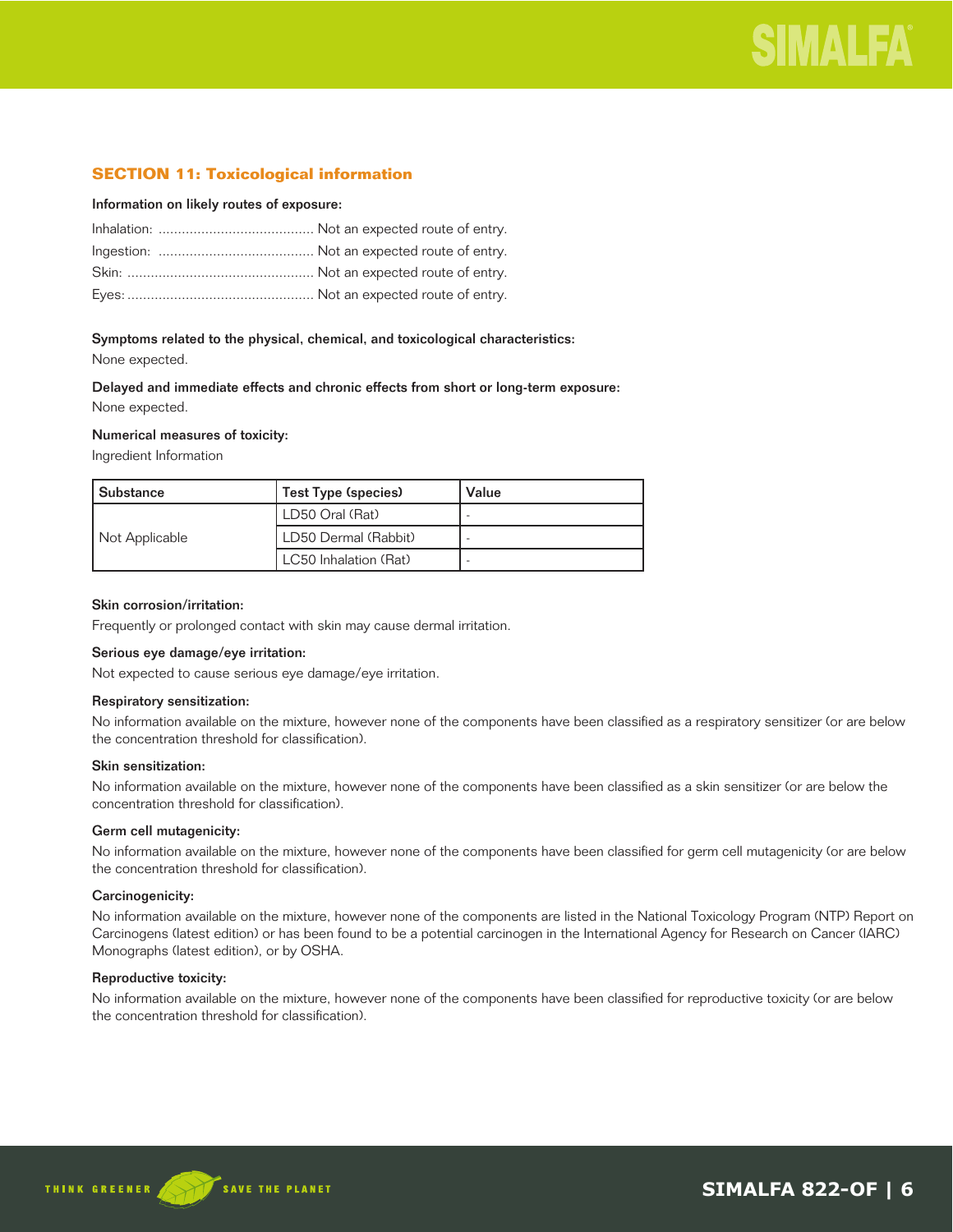## SECTION 11: Toxicological information

**Information on likely routes of exposure:**

Inhalation: ........................................ Not an expected route of entry.
Ingestion: ........................................ Not an expected route of entry.
Skin: ................................................ Not an expected route of entry.
Eyes: ................................................ Not an expected route of entry.

**Symptoms related to the physical, chemical, and toxicological characteristics:**

None expected.

**Delayed and immediate effects and chronic effects from short or long-term exposure:**

None expected.

**Numerical measures of toxicity:**

Ingredient Information

| Substance | Test Type (species) | Value |
|---|---|---|
| Not Applicable | LD50 Oral (Rat) | - |
| | LD50 Dermal (Rabbit) | - |
| | LC50 Inhalation (Rat) | - |

**Skin corrosion/irritation:**

Frequently or prolonged contact with skin may cause dermal irritation.

**Serious eye damage/eye irritation:**

Not expected to cause serious eye damage/eye irritation.

**Respiratory sensitization:**

No information available on the mixture, however none of the components have been classified as a respiratory sensitizer (or are below the concentration threshold for classification).

**Skin sensitization:**

No information available on the mixture, however none of the components have been classified as a skin sensitizer (or are below the concentration threshold for classification).

**Germ cell mutagenicity:**

No information available on the mixture, however none of the components have been classified for germ cell mutagenicity (or are below the concentration threshold for classification).

**Carcinogenicity:**

No information available on the mixture, however none of the components are listed in the National Toxicology Program (NTP) Report on Carcinogens (latest edition) or has been found to be a potential carcinogen in the International Agency for Research on Cancer (IARC) Monographs (latest edition), or by OSHA.

**Reproductive toxicity:**

No information available on the mixture, however none of the components have been classified for reproductive toxicity (or are below the concentration threshold for classification).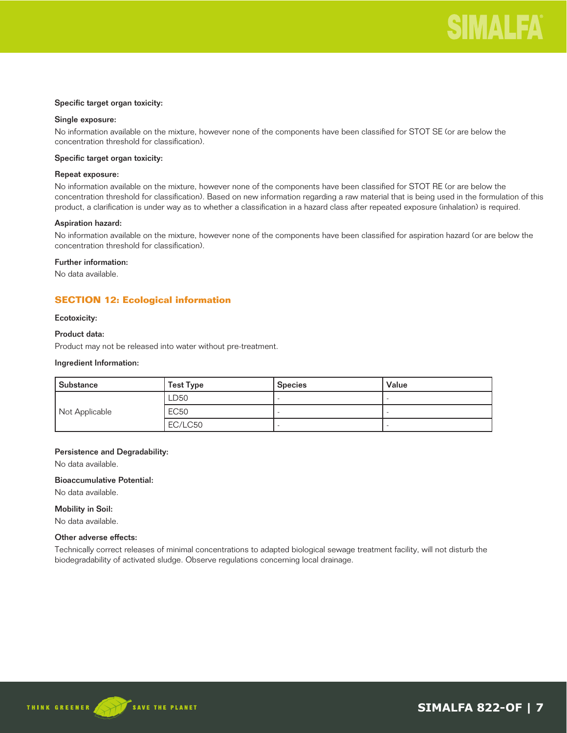**Specific target organ toxicity:**

**Single exposure:**

No information available on the mixture, however none of the components have been classified for STOT SE (or are below the concentration threshold for classification).

**Specific target organ toxicity:**

**Repeat exposure:**

No information available on the mixture, however none of the components have been classified for STOT RE (or are below the concentration threshold for classification). Based on new information regarding a raw material that is being used in the formulation of this product, a clarification is under way as to whether a classification in a hazard class after repeated exposure (inhalation) is required.

**Aspiration hazard:**

No information available on the mixture, however none of the components have been classified for aspiration hazard (or are below the concentration threshold for classification).

**Further information:**

No data available.

## SECTION 12: Ecological information

**Ecotoxicity:**

**Product data:**

Product may not be released into water without pre-treatment.

**Ingredient Information:**

| Substance | Test Type | Species | Value |
|---|---|---|---|
| Not Applicable | LD50 | - | - |
| | EC50 | - | - |
| | EC/LC50 | - | - |

**Persistence and Degradability:**

No data available.

**Bioaccumulative Potential:**

No data available.

**Mobility in Soil:**

No data available.

**Other adverse effects:**

Technically correct releases of minimal concentrations to adapted biological sewage treatment facility, will not disturb the biodegradability of activated sludge. Observe regulations concerning local drainage.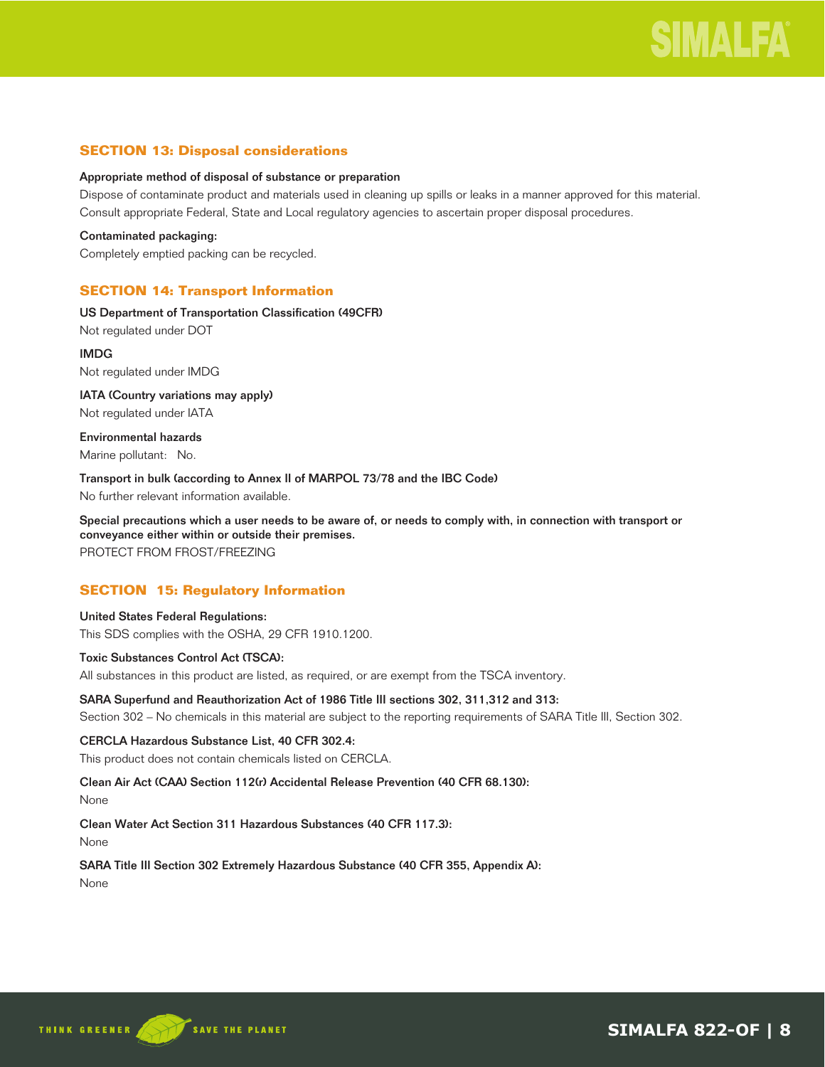## SECTION 13: Disposal considerations

**Appropriate method of disposal of substance or preparation**

Dispose of contaminate product and materials used in cleaning up spills or leaks in a manner approved for this material. Consult appropriate Federal, State and Local regulatory agencies to ascertain proper disposal procedures.

**Contaminated packaging:**

Completely emptied packing can be recycled.

## SECTION 14: Transport Information

**US Department of Transportation Classification (49CFR)**

Not regulated under DOT

**IMDG**

Not regulated under IMDG

**IATA (Country variations may apply)**

Not regulated under IATA

**Environmental hazards**

Marine pollutant: No.

**Transport in bulk (according to Annex II of MARPOL 73/78 and the IBC Code)**

No further relevant information available.

**Special precautions which a user needs to be aware of, or needs to comply with, in connection with transport or conveyance either within or outside their premises.**

PROTECT FROM FROST/FREEZING

## SECTION 15: Regulatory Information

**United States Federal Regulations:**

This SDS complies with the OSHA, 29 CFR 1910.1200.

**Toxic Substances Control Act (TSCA):**

All substances in this product are listed, as required, or are exempt from the TSCA inventory.

**SARA Superfund and Reauthorization Act of 1986 Title III sections 302, 311,312 and 313:**

Section 302 – No chemicals in this material are subject to the reporting requirements of SARA Title III, Section 302.

**CERCLA Hazardous Substance List, 40 CFR 302.4:**

This product does not contain chemicals listed on CERCLA.

**Clean Air Act (CAA) Section 112(r) Accidental Release Prevention (40 CFR 68.130):**

None

**Clean Water Act Section 311 Hazardous Substances (40 CFR 117.3):**

None

**SARA Title III Section 302 Extremely Hazardous Substance (40 CFR 355, Appendix A):**

None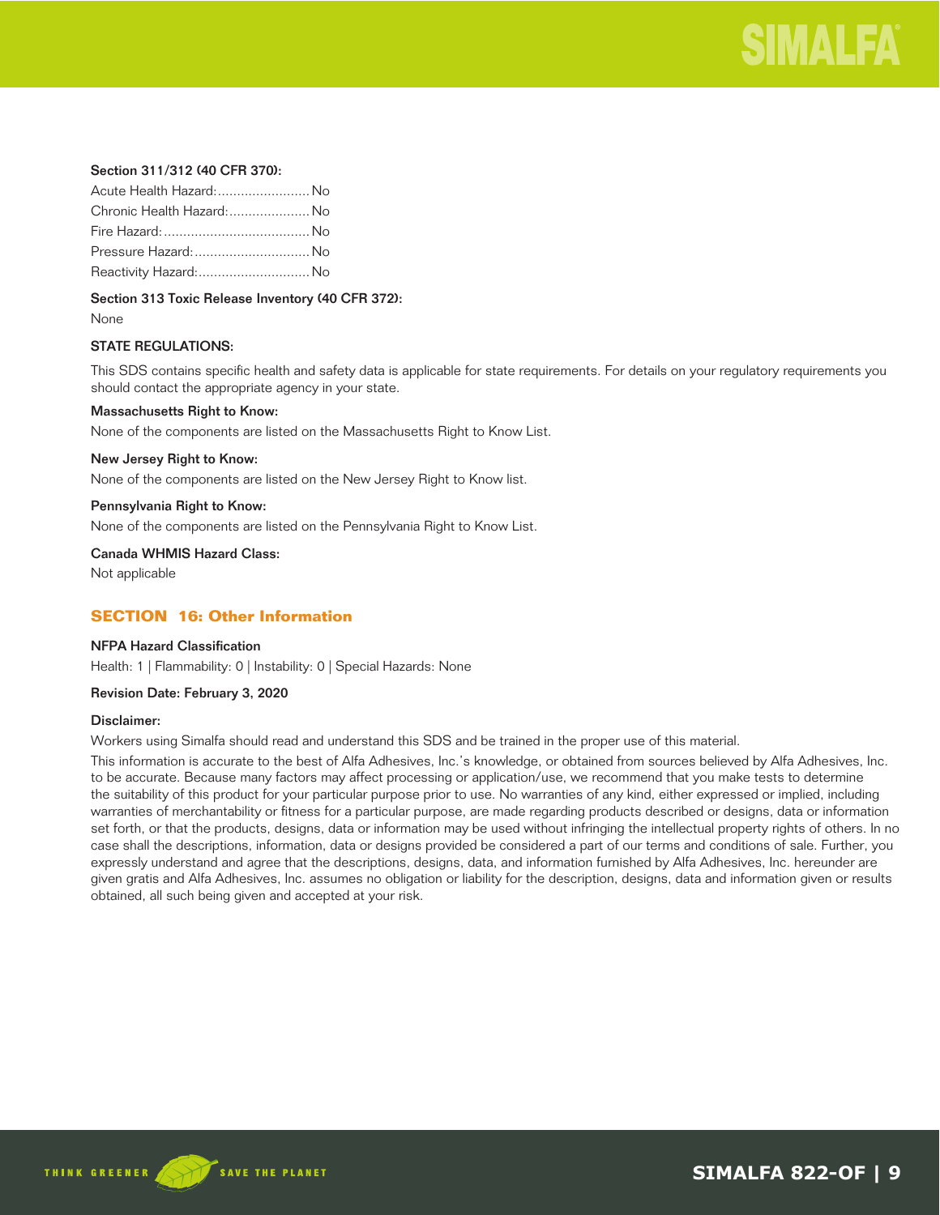**Section 311/312 (40 CFR 370):**

Acute Health Hazard:........................ No
Chronic Health Hazard:..................... No
Fire Hazard:...................................... No
Pressure Hazard:.............................. No
Reactivity Hazard:............................. No

**Section 313 Toxic Release Inventory (40 CFR 372):**

None

**STATE REGULATIONS:**

This SDS contains specific health and safety data is applicable for state requirements. For details on your regulatory requirements you should contact the appropriate agency in your state.

**Massachusetts Right to Know:**

None of the components are listed on the Massachusetts Right to Know List.

**New Jersey Right to Know:**

None of the components are listed on the New Jersey Right to Know list.

**Pennsylvania Right to Know:**

None of the components are listed on the Pennsylvania Right to Know List.

**Canada WHMIS Hazard Class:**

Not applicable

## SECTION 16: Other Information

**NFPA Hazard Classification**

Health: 1 | Flammability: 0 | Instability: 0 | Special Hazards: None

**Revision Date: February 3, 2020**

**Disclaimer:**

Workers using Simalfa should read and understand this SDS and be trained in the proper use of this material.

This information is accurate to the best of Alfa Adhesives, Inc.'s knowledge, or obtained from sources believed by Alfa Adhesives, Inc. to be accurate. Because many factors may affect processing or application/use, we recommend that you make tests to determine the suitability of this product for your particular purpose prior to use. No warranties of any kind, either expressed or implied, including warranties of merchantability or fitness for a particular purpose, are made regarding products described or designs, data or information set forth, or that the products, designs, data or information may be used without infringing the intellectual property rights of others. In no case shall the descriptions, information, data or designs provided be considered a part of our terms and conditions of sale. Further, you expressly understand and agree that the descriptions, designs, data, and information furnished by Alfa Adhesives, Inc. hereunder are given gratis and Alfa Adhesives, Inc. assumes no obligation or liability for the description, designs, data and information given or results obtained, all such being given and accepted at your risk.